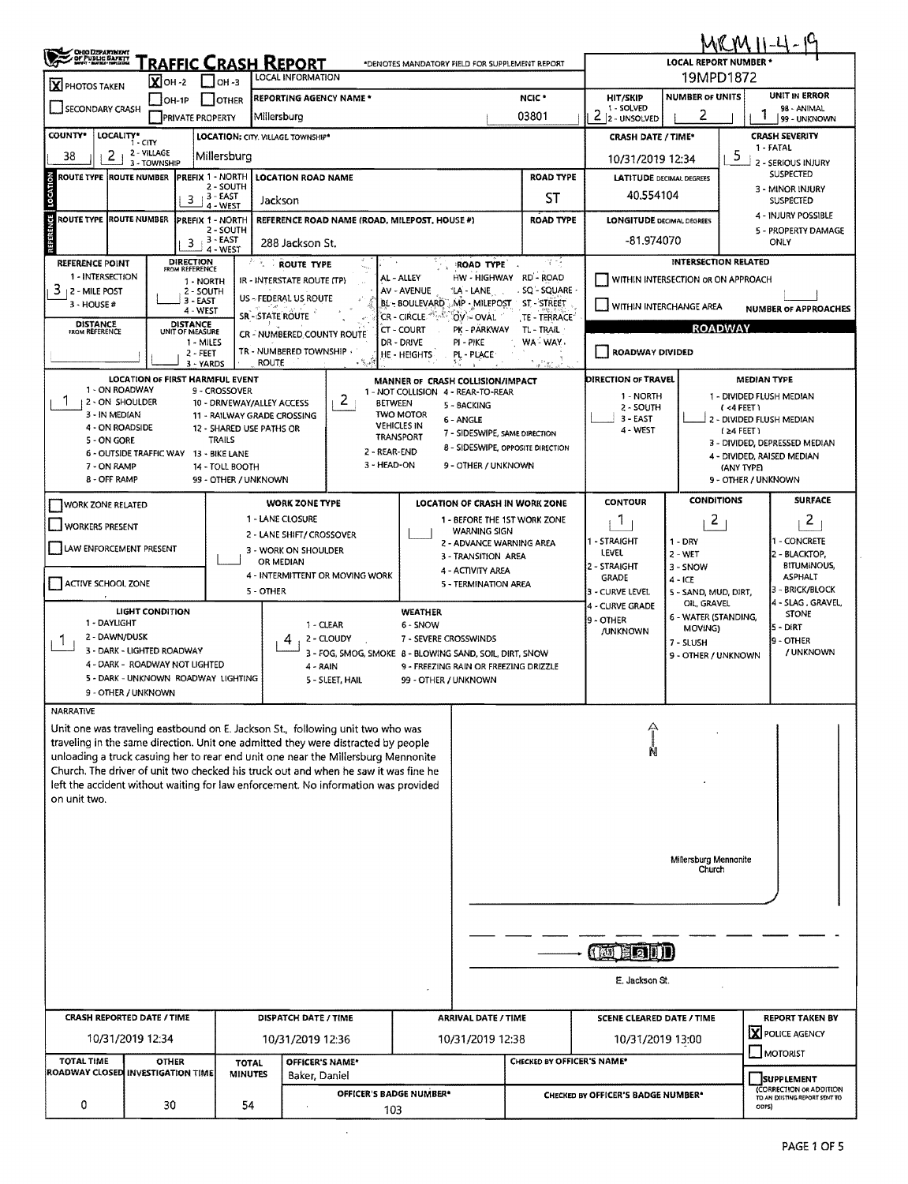MCM 11-4-19

# TRAFFIC CRASH REPORT

*DENOTES MANDATORY FIELD FOR SUPPLEMENT REPORT

**LOCAL REPORT NUMBER ***: 19MPD1872

**LOCAL INFORMATION**

| Field | Value |
| --- | --- |
| PHOTOS TAKEN | X |
| OH-2 | X |
| OH-3 | |
| OH-1P | |
| OTHER | |
| SECONDARY CRASH | |
| PRIVATE PROPERTY | |
| REPORTING AGENCY NAME * | Millersburg |
| NCIC * | 03801 |
| HIT/SKIP (1 - SOLVED, 2 - UNSOLVED) | 2 |
| NUMBER OF UNITS | 2 |
| UNIT IN ERROR (98 - ANIMAL, 99 - UNKNOWN) | 1 |
| COUNTY* | 38 |
| LOCALITY* (1 - CITY, 2 - VILLAGE, 3 - TOWNSHIP) | 2 |
| LOCATION: CITY, VILLAGE TOWNSHIP* | Millersburg |
| CRASH DATE / TIME* | 10/31/2019 12:34 |
| CRASH SEVERITY (1 - FATAL, 2 - SERIOUS INJURY SUSPECTED, 3 - MINOR INJURY SUSPECTED, 4 - INJURY POSSIBLE, 5 - PROPERTY DAMAGE ONLY) | 5 |

## LOCATION

| ROUTE TYPE | ROUTE NUMBER | PREFIX (1 - NORTH, 2 - SOUTH, 3 - EAST, 4 - WEST) | LOCATION ROAD NAME | ROAD TYPE | LATITUDE DECIMAL DEGREES |
| --- | --- | --- | --- | --- | --- |
| | | 3 | Jackson | ST | 40.554104 |

## REFERENCE

| ROUTE TYPE | ROUTE NUMBER | PREFIX (1 - NORTH, 2 - SOUTH, 3 - EAST, 4 - WEST) | REFERENCE ROAD NAME (ROAD, MILEPOST, HOUSE #) | ROAD TYPE | LONGITUDE DECIMAL DEGREES |
| --- | --- | --- | --- | --- | --- |
| | | 3 | 288 Jackson St. | | -81.974070 |

| REFERENCE POINT (1 - INTERSECTION, 2 - MILE POST, 3 - HOUSE #) | DIRECTION FROM REFERENCE (1 - NORTH, 2 - SOUTH, 3 - EAST, 4 - WEST) | DISTANCE FROM REFERENCE | DISTANCE UNIT OF MEASURE (1 - MILES, 2 - FEET, 3 - YARDS) |
| --- | --- | --- | --- |
| 3 | | | |

ROUTE TYPE: IR - INTERSTATE ROUTE (TP), US - FEDERAL US ROUTE, SR - STATE ROUTE, CR - NUMBERED COUNTY ROUTE, TR - NUMBERED TOWNSHIP ROUTE

ROAD TYPE: AL - ALLEY, AV - AVENUE, BL - BOULEVARD, CR - CIRCLE, CT - COURT, DR - DRIVE, HE - HEIGHTS, HW - HIGHWAY, LA - LANE, MP - MILEPOST, OV - OVAL, PK - PARKWAY, PI - PIKE, PL - PLACE, RD - ROAD, SQ - SQUARE, ST - STREET, TE - TERRACE, TL - TRAIL, WA - WAY

**INTERSECTION RELATED**: WITHIN INTERSECTION OR ON APPROACH ☐; WITHIN INTERCHANGE AREA ☐; NUMBER OF APPROACHES: (blank)

**ROADWAY**: ROADWAY DIVIDED ☐

| Field | Value |
| --- | --- |
| LOCATION OF FIRST HARMFUL EVENT (1 - ON ROADWAY, 2 - ON SHOULDER, 3 - IN MEDIAN, 4 - ON ROADSIDE, 5 - ON GORE, 6 - OUTSIDE TRAFFIC WAY, 7 - ON RAMP, 8 - OFF RAMP, 9 - CROSSOVER, 10 - DRIVEWAY/ALLEY ACCESS, 11 - RAILWAY GRADE CROSSING, 12 - SHARED USE PATHS OR TRAILS, 13 - BIKE LANE, 14 - TOLL BOOTH, 99 - OTHER / UNKNOWN) | 1 |
| MANNER OF CRASH COLLISION/IMPACT (1 - NOT COLLISION BETWEEN TWO MOTOR VEHICLES IN TRANSPORT, 2 - REAR-END, 3 - HEAD-ON, 4 - REAR-TO-REAR, 5 - BACKING, 6 - ANGLE, 7 - SIDESWIPE, SAME DIRECTION, 8 - SIDESWIPE, OPPOSITE DIRECTION, 9 - OTHER / UNKNOWN) | 2 |
| DIRECTION OF TRAVEL (1 - NORTH, 2 - SOUTH, 3 - EAST, 4 - WEST) | |
| MEDIAN TYPE (1 - DIVIDED FLUSH MEDIAN (<4 FEET), 2 - DIVIDED FLUSH MEDIAN (≥4 FEET), 3 - DIVIDED, DEPRESSED MEDIAN, 4 - DIVIDED, RAISED MEDIAN (ANY TYPE), 9 - OTHER / UNKNOWN) | |

| Field | Value |
| --- | --- |
| WORK ZONE RELATED | ☐ |
| WORKERS PRESENT | ☐ |
| LAW ENFORCEMENT PRESENT | ☐ |
| ACTIVE SCHOOL ZONE | ☐ |
| WORK ZONE TYPE (1 - LANE CLOSURE, 2 - LANE SHIFT/ CROSSOVER, 3 - WORK ON SHOULDER OR MEDIAN, 4 - INTERMITTENT OR MOVING WORK, 5 - OTHER) | |
| LOCATION OF CRASH IN WORK ZONE (1 - BEFORE THE 1ST WORK ZONE WARNING SIGN, 2 - ADVANCE WARNING AREA, 3 - TRANSITION AREA, 4 - ACTIVITY AREA, 5 - TERMINATION AREA) | |
| CONTOUR (1 - STRAIGHT LEVEL, 2 - STRAIGHT GRADE, 3 - CURVE LEVEL, 4 - CURVE GRADE, 9 - OTHER /UNKNOWN) | 1 |
| CONDITIONS (1 - DRY, 2 - WET, 3 - SNOW, 4 - ICE, 5 - SAND, MUD, DIRT, OIL, GRAVEL, 6 - WATER (STANDING, MOVING), 7 - SLUSH, 9 - OTHER / UNKNOWN) | 2 |
| SURFACE (1 - CONCRETE, 2 - BLACKTOP, BITUMINOUS, ASPHALT, 3 - BRICK/BLOCK, 4 - SLAG, GRAVEL, STONE, 5 - DIRT, 9 - OTHER / UNKNOWN) | 2 |
| LIGHT CONDITION (1 - DAYLIGHT, 2 - DAWN/DUSK, 3 - DARK - LIGHTED ROADWAY, 4 - DARK - ROADWAY NOT LIGHTED, 5 - DARK - UNKNOWN ROADWAY LIGHTING, 9 - OTHER / UNKNOWN) | 1 |
| WEATHER (1 - CLEAR, 2 - CLOUDY, 3 - FOG, SMOG, SMOKE, 4 - RAIN, 5 - SLEET, HAIL, 6 - SNOW, 7 - SEVERE CROSSWINDS, 8 - BLOWING SAND, SOIL, DIRT, SNOW, 9 - FREEZING RAIN OR FREEZING DRIZZLE, 99 - OTHER / UNKNOWN) | 4 |

## NARRATIVE

Unit one was traveling eastbound on E. Jackson St., following unit two who was traveling in the same direction. Unit one admitted they were distracted by people unloading a truck casuing her to rear end unit one near the Millersburg Mennonite Church. The driver of unit two checked his truck out and when he saw it was fine he left the accident without waiting for law enforcement. No information was provided on unit two.

Diagram labels: N; Millersburg Mennonite Church; 1; 2; E. Jackson St.

| CRASH REPORTED DATE / TIME | DISPATCH DATE / TIME | ARRIVAL DATE / TIME | SCENE CLEARED DATE / TIME | REPORT TAKEN BY |
| --- | --- | --- | --- | --- |
| 10/31/2019 12:34 | 10/31/2019 12:36 | 10/31/2019 12:38 | 10/31/2019 13:00 | X POLICE AGENCY ☐ MOTORIST |

| TOTAL TIME ROADWAY CLOSED | OTHER INVESTIGATION TIME | TOTAL MINUTES | OFFICER'S NAME* | OFFICER'S BADGE NUMBER* | CHECKED BY OFFICER'S NAME* | CHECKED BY OFFICER'S BADGE NUMBER* |
| --- | --- | --- | --- | --- | --- | --- |
| 0 | 30 | 54 | Baker, Daniel | 103 | | |

☐ SUPPLEMENT (CORRECTION OR ADDITION TO AN EXISTING REPORT SENT TO ODPS)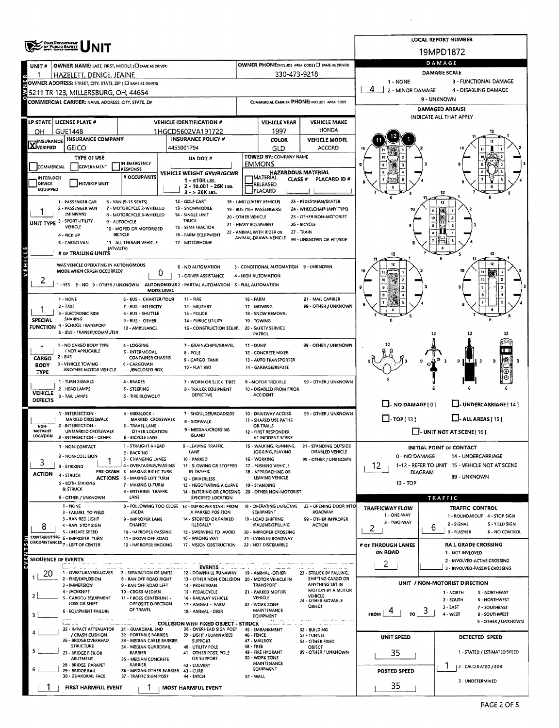# UNIT

**LOCAL REPORT NUMBER:** 19MPD1872

| Field | Value |
|---|---|
| UNIT # | 1 |
| OWNER NAME: LAST, FIRST, MIDDLE | HAZELETT, DENICE, JEAINE |
| OWNER PHONE | 330-473-9218 |
| OWNER ADDRESS: STREET, CITY, STATE, ZIP | 5211 TR 123, MILLERSBURG, OH, 44654 |
| COMMERCIAL CARRIER: NAME, ADDRESS, CITY, STATE, ZIP | |
| COMMERCIAL CARRIER PHONE | |

| LP STATE | LICENSE PLATE # | VEHICLE IDENTIFICATION # | VEHICLE YEAR | VEHICLE MAKE |
|---|---|---|---|---|
| OH | GUE1448 | 1HGCD5602VA191722 | 1997 | HONDA |

| INSURANCE | INSURANCE COMPANY | INSURANCE POLICY # | COLOR | VEHICLE MODEL |
|---|---|---|---|---|
| X VERIFIED | GEICO | 4455001794 | GLD | ACCORD |

- **TYPE OF USE:** COMMERCIAL / GOVERNMENT / IN EMERGENCY RESPONSE
- **US DOT #:**
- **TOWED BY: COMPANY NAME:** EMMONS
- **INTERLOCK DEVICE EQUIPPED / HIT/SKIP UNIT / # OCCUPANTS**
- **VEHICLE WEIGHT GVWR/GCWR:** 1 - ≤10K LBS. 2 - 10.001 - 26K LBS. 3 - > 26K LBS.
- **HAZARDOUS MATERIAL:** MATERIAL CLASS # / RELEASED / PLACARD / PLACARD ID #

**UNIT TYPE:** 1
1 - PASSENGER CAR, 2 - PASSENGER VAN (MINIVAN), 3 - SPORT UTILITY VEHICLE, 4 - PICK UP, 5 - CARGO VAN, 6 - VAN (9-15 SEATS), 7 - MOTORCYCLE 2-WHEELED, 8 - MOTORCYCLE 3-WHEELED, 9 - AUTOCYCLE, 10 - MOPED OR MOTORIZED BICYCLE, 11 - ALL TERRAIN VEHICLE (ATV/UTV), 12 - GOLF CART, 13 - SNOWMOBILE, 14 - SINGLE UNIT TRUCK, 15 - SEMI-TRACTOR, 16 - FARM EQUIPMENT, 17 - MOTORHOME, 18 - LIMO (LIVERY VEHICLE), 19 - BUS (16+ PASSENGERS), 20 - OTHER VEHICLE, 21 - HEAVY EQUIPMENT, 22 - ANIMAL WITH RIDER OR ANIMAL-DRAWN VEHICLE, 23 - PEDESTRIAN/SKATER, 24 - WHEELCHAIR (ANY TYPE), 25 - OTHER NON-MOTORIST, 26 - BICYCLE, 27 - TRAIN, 99 - UNKNOWN OR HIT/SKIP

**# OF TRAILING UNITS:**

**WAS VEHICLE OPERATING IN AUTONOMOUS MODE WHEN CRASH OCCURRED?** 2
1 - YES 2 - NO 9 - OTHER / UNKNOWN

**AUTONOMOUS MODE LEVEL:** 0
0 - NO AUTOMATION, 1 - DRIVER ASSISTANCE, 2 - PARTIAL AUTOMATION, 3 - CONDITIONAL AUTOMATION, 4 - HIGH AUTOMATION, 5 - FULL AUTOMATION, 9 - UNKNOWN

**SPECIAL FUNCTION:** 1
1 - NONE, 2 - TAXI, 3 - ELECTRONIC RIDE SHARING, 4 - SCHOOL TRANSPORT, 5 - BUS - TRANSIT/COMMUTER, 6 - BUS - CHARTER/TOUR, 7 - BUS - INTERCITY, 8 - BUS - SHUTTLE, 9 - BUS - OTHER, 10 - AMBULANCE, 11 - FIRE, 12 - MILITARY, 13 - POLICE, 14 - PUBLIC UTILITY, 15 - CONSTRUCTION EQUIP., 16 - FARM, 17 - MOWING, 18 - SNOW REMOVAL, 19 - TOWING, 20 - SAFETY SERVICE PATROL, 21 - MAIL CARRIER, 99 - OTHER / UNKNOWN

**CARGO BODY TYPE:** 1
1 - NO CARGO BODY TYPE / NOT APPLICABLE, 2 - BUS, 3 - VEHICLE TOWING ANOTHER MOTOR VEHICLE, 4 - LOGGING, 5 - INTERMODAL CONTAINER CHASSIS, 6 - CARGOVAN /ENCLOSED BOX, 7 - GRAIN/CHIPS/GRAVEL, 8 - POLE, 9 - CARGO TANK, 10 - FLAT BED, 11 - DUMP, 12 - CONCRETE MIXER, 13 - AUTO TRANSPORTER, 14 - GARBAGE/REFUSE, 99 - OTHER / UNKNOWN

**VEHICLE DEFECTS:**
1 - TURN SIGNALS, 2 - HEAD LAMPS, 3 - TAIL LAMPS, 4 - BRAKES, 5 - STEERING, 6 - TIRE BLOWOUT, 7 - WORN OR SLICK TIRES, 8 - TRAILER EQUIPMENT DEFECTIVE, 9 - MOTOR TROUBLE, 10 - DISABLED FROM PRIOR ACCIDENT, 99 - OTHER / UNKNOWN

**NON-MOTORIST LOCATION:**
1 - INTERSECTION - MARKED CROSSWALK, 2 - INTERSECTION - UNMARKED CROSSWALK, 3 - INTERSECTION - OTHER, 4 - MIDBLOCK - MARKED CROSSWALK, 5 - TRAVEL LANE - OTHER LOCATION, 6 - BICYCLE LANE, 7 - SHOULDER/ROADSIDE, 8 - SIDEWALK, 9 - MEDIAN/CROSSING ISLAND, 10 - DRIVEWAY ACCESS, 11 - SHARED USE PATHS OR TRAILS, 12 - FIRST RESPONDER AT INCIDENT SCENE, 99 - OTHER / UNKNOWN

**ACTION:** 3
1 - NON-CONTACT, 2 - NON-COLLISION, 3 - STRIKING, 4 - STRUCK, 5 - BOTH STRIKING & STRUCK, 9 - OTHER / UNKNOWN

**PRE-CRASH ACTIONS:** 1
1 - STRAIGHT AHEAD, 2 - BACKING, 3 - CHANGING LANES, 4 - OVERTAKING/PASSING, 5 - MAKING RIGHT TURN, 6 - MAKING LEFT TURN, 7 - MAKING U-TURN, 8 - ENTERING TRAFFIC LANE, 9 - LEAVING TRAFFIC LANE, 10 - PARKED, 11 - SLOWING OR STOPPED IN TRAFFIC, 12 - DRIVERLESS, 13 - NEGOTIATING A CURVE, 14 - ENTERING OR CROSSING SPECIFIED LOCATION, 15 - WALKING, RUNNING, JOGGING, PLAYING, 16 - WORKING, 17 - PUSHING VEHICLE, 18 - APPROACHING OR LEAVING VEHICLE, 19 - STANDING, 20 - OTHER NON-MOTORIST, 21 - STANDING OUTSIDE DISABLED VEHICLE, 99 - OTHER / UNKNOWN

**CONTRIBUTING CIRCUMSTANCES:** 8
1 - NONE, 2 - FAILURE TO YIELD, 3 - RAN RED LIGHT, 4 - RAN STOP SIGN, 5 - UNSAFE SPEED, 6 - IMPROPER TURN, 7 - LEFT OF CENTER, 8 - FOLLOWING TOO CLOSE /ACDA, 9 - IMPROPER LANE CHANGE, 10 - IMPROPER PASSING, 11 - DROVE OFF ROAD, 12 - IMPROPER BACKING, 13 - IMPROPER START FROM A PARKED POSITION, 14 - STOPPED OR PARKED ILLEGALLY, 15 - SWERVING TO AVOID, 16 - WRONG WAY, 17 - VISION OBSTRUCTION, 18 - OPERATING DEFECTIVE EQUIPMENT, 19 - LOAD SHIFTING /FALLING/SPILLING, 20 - IMPROPER CROSSING, 21 - LYING IN ROADWAY, 22 - NOT DISCERNIBLE, 23 - OPENING DOOR INTO ROADWAY, 99 - OTHER IMPROPER ACTION

**SEQUENCE OF EVENTS:**
1. 20
2.
3.
4.
5.
6.

**EVENTS:** 1 - OVERTURN/ROLLOVER, 2 - FIRE/EXPLOSION, 3 - IMMERSION, 4 - JACKKNIFE, 5 - CARGO / EQUIPMENT LOSS OR SHIFT, 6 - EQUIPMENT FAILURE, 7 - SEPARATION OF UNITS, 8 - RAN OFF ROAD RIGHT, 9 - RAN OFF ROAD LEFT, 10 - CROSS MEDIAN, 11 - CROSS CENTERLINE - OPPOSITE DIRECTION OF TRAVEL, 12 - DOWNHILL RUNAWAY, 13 - OTHER NON-COLLISION, 14 - PEDESTRIAN, 15 - PEDALCYCLE, 16 - RAILWAY VEHICLE, 17 - ANIMAL - FARM, 18 - ANIMAL - DEER, 19 - ANIMAL -OTHER, 20 - MOTOR VEHICLE IN TRANSPORT, 21 - PARKED MOTOR VEHICLE, 22 - WORK ZONE MAINTENANCE EQUIPMENT, 23 - STRUCK BY FALLING, SHIFTING CARGO OR ANYTHING SET IN MOTION BY A MOTOR VEHICLE, 24 - OTHER MOVABLE OBJECT

**COLLISION WITH FIXED OBJECT - STRUCK:** 25 - IMPACT ATTENUATOR / CRASH CUSHION, 26 - BRIDGE OVERHEAD STRUCTURE, 27 - BRIDGE PIER OR ABUTMENT, 28 - BRIDGE PARAPET, 29 - BRIDGE RAIL, 30 - GUARDRAIL FACE, 31 - GUARDRAIL END, 32 - PORTABLE BARRIER, 33 - MEDIAN CABLE BARRIER, 34 - MEDIAN GUARDRAIL BARRIER, 35 - MEDIAN CONCRETE BARRIER, 36 - MEDIAN OTHER BARRIER, 37 - TRAFFIC SIGN POST, 38 - OVERHEAD SIGN POST, 39 - LIGHT / LUMINARIES SUPPORT, 40 - UTILITY POLE, 41 - OTHER POST, POLE OR SUPPORT, 42 - CULVERT, 43 - CURB, 44 - DITCH, 45 - EMBANKMENT, 46 - FENCE, 47 - MAILBOX, 48 - TREE, 49 - FIRE HYDRANT, 50 - WORK ZONE MAINTENANCE EQUIPMENT, 51 - WALL, 52 - BUILDING, 53 - TUNNEL, 54 - OTHER FIXED OBJECT, 99 - OTHER / UNKNOWN

**FIRST HARMFUL EVENT:** 1 **MOST HARMFUL EVENT:** 1

## DAMAGE

**DAMAGE SCALE:** 4
1 - NONE, 2 - MINOR DAMAGE, 3 - FUNCTIONAL DAMAGE, 4 - DISABLING DAMAGE, 9 - UNKNOWN

**DAMAGED AREA(S)** — INDICATE ALL THAT APPLY: 11, 12, 1

- NO DAMAGE [0]
- UNDERCARRIAGE [14]
- TOP [13]
- ALL AREAS [15]
- UNIT NOT AT SCENE [16]

**INITIAL POINT OF CONTACT:** 12
0 - NO DAMAGE, 1-12 - REFER TO UNIT DIAGRAM, 13 - TOP, 14 - UNDERCARRIAGE, 15 - VEHICLE NOT AT SCENE, 99 - UNKNOWN

## TRAFFIC

**TRAFFICWAY FLOW:** 2
1 - ONE-WAY, 2 - TWO-WAY

**TRAFFIC CONTROL:** 6
1 - ROUNDABOUT, 2 - SIGNAL, 3 - FLASHER, 4 - STOP SIGN, 5 - YIELD SIGN, 6 - NO CONTROL

**# OF THROUGH LANES ON ROAD:** 2

**RAIL GRADE CROSSING:**
1 - NOT INVLOVED, 2 - INVOLVED-ACTIVE CROSSING, 3 - INVOLVED-PASSIVE CROSSING

**UNIT / NON-MOTORIST DIRECTION:** FROM 4 TO 3
1 - NORTH, 2 - SOUTH, 3 - EAST, 4 - WEST, 5 - NORTHEAST, 6 - NORTHWEST, 7 - SOUTHEAST, 8 - SOUTHWEST, 9 - OTHER / UNKNOWN

**UNIT SPEED:** 35

**POSTED SPEED:** 35

**DETECTED SPEED:** 1
1 - STATED / ESTIMATED SPEED, 2 - CALCULATED / EDR, 3 - UNDETERMINED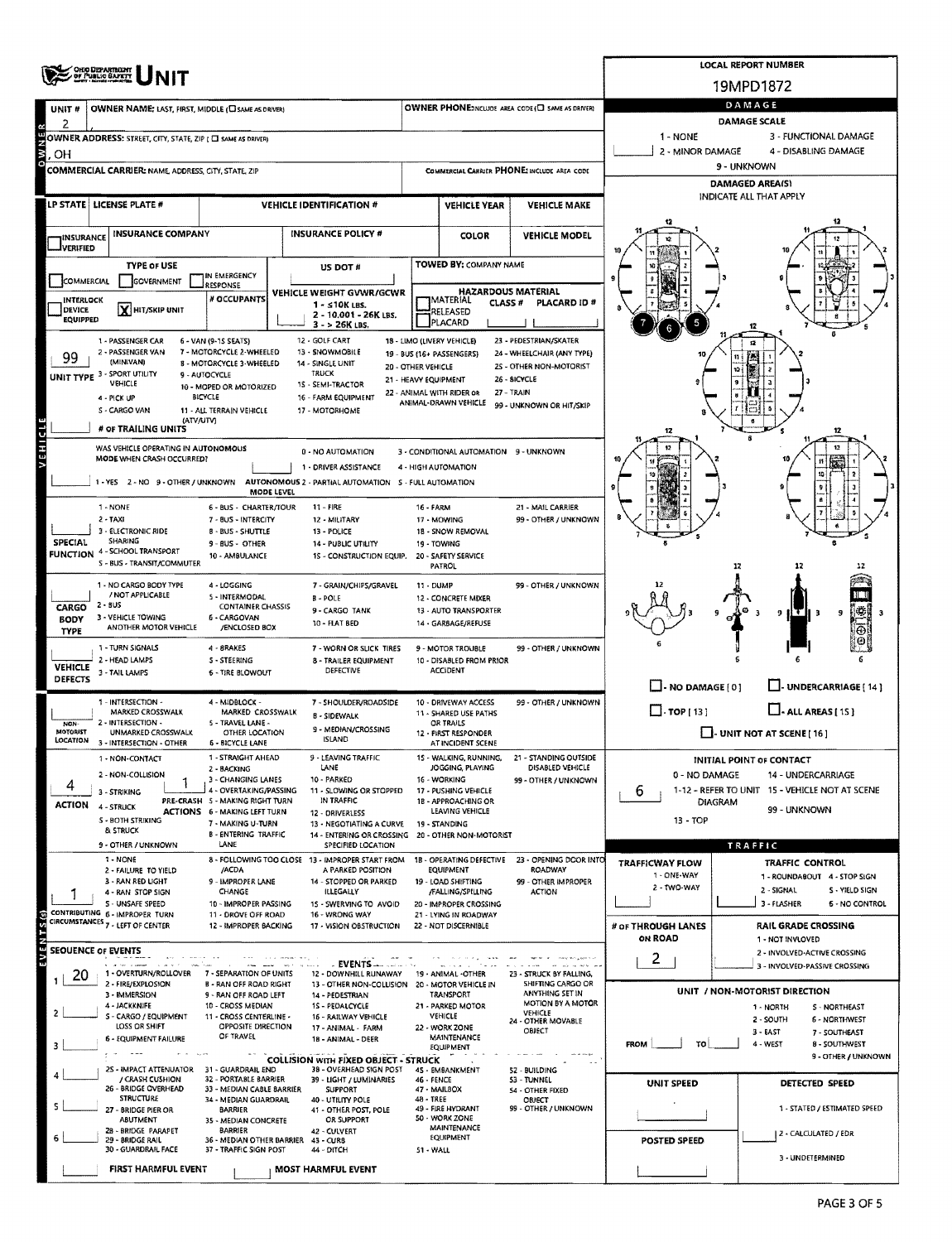# OHIO DEPARTMENT OF PUBLIC SAFETY UNIT

**LOCAL REPORT NUMBER:** 19MPD1872

| UNIT # | OWNER NAME: LAST, FIRST, MIDDLE (☐ SAME AS DRIVER) | OWNER PHONE: INCLUDE AREA CODE (☐ SAME AS DRIVER) |
|---|---|---|
| 2 | , | |

**OWNER ADDRESS:** STREET, CITY, STATE, ZIP ( ☐ SAME AS DRIVER)
, OH

**COMMERCIAL CARRIER:** NAME, ADDRESS, CITY, STATE, ZIP — **COMMERCIAL CARRIER PHONE:** INCLUDE AREA CODE

| LP STATE | LICENSE PLATE # | VEHICLE IDENTIFICATION # | VEHICLE YEAR | VEHICLE MAKE |
|---|---|---|---|---|
| | | | | |

| INSURANCE VERIFIED | INSURANCE COMPANY | INSURANCE POLICY # | COLOR | VEHICLE MODEL |
|---|---|---|---|---|
| ☐ | | | | |

**TYPE OF USE:** ☐ COMMERCIAL ☐ GOVERNMENT ☐ IN EMERGENCY RESPONSE
☐ INTERLOCK DEVICE EQUIPPED ☒ HIT/SKIP UNIT
# OCCUPANTS:
**US DOT #:**
**VEHICLE WEIGHT GVWR/GCWR:** 1 - ≤10K LBS. 2 - 10,001 - 26K LBS. 3 - > 26K LBS.
**TOWED BY:** COMPANY NAME
**HAZARDOUS MATERIAL:** ☐ MATERIAL RELEASED PLACARD — CLASS # — PLACARD ID #

**UNIT TYPE:** 99
1 - PASSENGER CAR, 2 - PASSENGER VAN (MINIVAN), 3 - SPORT UTILITY VEHICLE, 4 - PICK UP, 5 - CARGO VAN, 6 - VAN (9-15 SEATS), 7 - MOTORCYCLE 2-WHEELED, 8 - MOTORCYCLE 3-WHEELED, 9 - AUTOCYCLE, 10 - MOPED OR MOTORIZED BICYCLE, 11 - ALL TERRAIN VEHICLE (ATV/UTV), 12 - GOLF CART, 13 - SNOWMOBILE, 14 - SINGLE UNIT TRUCK, 15 - SEMI-TRACTOR, 16 - FARM EQUIPMENT, 17 - MOTORHOME, 18 - LIMO (LIVERY VEHICLE), 19 - BUS (16+ PASSENGERS), 20 - OTHER VEHICLE, 21 - HEAVY EQUIPMENT, 22 - ANIMAL WITH RIDER OR ANIMAL-DRAWN VEHICLE, 23 - PEDESTRIAN/SKATER, 24 - WHEELCHAIR (ANY TYPE), 25 - OTHER NON-MOTORIST, 26 - BICYCLE, 27 - TRAIN, 99 - UNKNOWN OR HIT/SKIP

**# OF TRAILING UNITS:**

**WAS VEHICLE OPERATING IN AUTONOMOUS MODE WHEN CRASH OCCURRED?** 1 - YES 2 - NO 9 - OTHER / UNKNOWN
**AUTONOMOUS MODE LEVEL:** 0 - NO AUTOMATION, 1 - DRIVER ASSISTANCE, 2 - PARTIAL AUTOMATION, 3 - CONDITIONAL AUTOMATION, 4 - HIGH AUTOMATION, 5 - FULL AUTOMATION, 9 - UNKNOWN

**SPECIAL FUNCTION:** 1 - NONE, 2 - TAXI, 3 - ELECTRONIC RIDE SHARING, 4 - SCHOOL TRANSPORT, 5 - BUS - TRANSIT/COMMUTER, 6 - BUS - CHARTER/TOUR, 7 - BUS - INTERCITY, 8 - BUS - SHUTTLE, 9 - BUS - OTHER, 10 - AMBULANCE, 11 - FIRE, 12 - MILITARY, 13 - POLICE, 14 - PUBLIC UTILITY, 15 - CONSTRUCTION EQUIP., 16 - FARM, 17 - MOWING, 18 - SNOW REMOVAL, 19 - TOWING, 20 - SAFETY SERVICE PATROL, 21 - MAIL CARRIER, 99 - OTHER / UNKNOWN

**CARGO BODY TYPE:** 1 - NO CARGO BODY TYPE / NOT APPLICABLE, 2 - BUS, 3 - VEHICLE TOWING ANOTHER MOTOR VEHICLE, 4 - LOGGING, 5 - INTERMODAL CONTAINER CHASSIS, 6 - CARGOVAN /ENCLOSED BOX, 7 - GRAIN/CHIPS/GRAVEL, 8 - POLE, 9 - CARGO TANK, 10 - FLAT BED, 11 - DUMP, 12 - CONCRETE MIXER, 13 - AUTO TRANSPORTER, 14 - GARBAGE/REFUSE, 99 - OTHER / UNKNOWN

**VEHICLE DEFECTS:** 1 - TURN SIGNALS, 2 - HEAD LAMPS, 3 - TAIL LAMPS, 4 - BRAKES, 5 - STEERING, 6 - TIRE BLOWOUT, 7 - WORN OR SLICK TIRES, 8 - TRAILER EQUIPMENT DEFECTIVE, 9 - MOTOR TROUBLE, 10 - DISABLED FROM PRIOR ACCIDENT, 99 - OTHER / UNKNOWN

**NON-MOTORIST LOCATION:** 1 - INTERSECTION - MARKED CROSSWALK, 2 - INTERSECTION - UNMARKED CROSSWALK, 3 - INTERSECTION - OTHER, 4 - MIDBLOCK - MARKED CROSSWALK, 5 - TRAVEL LANE - OTHER LOCATION, 6 - BICYCLE LANE, 7 - SHOULDER/ROADSIDE, 8 - SIDEWALK, 9 - MEDIAN/CROSSING ISLAND, 10 - DRIVEWAY ACCESS, 11 - SHARED USE PATHS OR TRAILS, 12 - FIRST RESPONDER AT INCIDENT SCENE, 99 - OTHER / UNKNOWN

**ACTION:** 4
1 - NON-CONTACT, 2 - NON-COLLISION, 3 - STRIKING, 4 - STRUCK, 5 - BOTH STRIKING & STRUCK, 9 - OTHER / UNKNOWN

**PRE-CRASH ACTIONS:** 1
1 - STRAIGHT AHEAD, 2 - BACKING, 3 - CHANGING LANES, 4 - OVERTAKING/PASSING, 5 - MAKING RIGHT TURN, 6 - MAKING LEFT TURN, 7 - MAKING U-TURN, 8 - ENTERING TRAFFIC LANE, 9 - LEAVING TRAFFIC LANE, 10 - PARKED, 11 - SLOWING OR STOPPED IN TRAFFIC, 12 - DRIVERLESS, 13 - NEGOTIATING A CURVE, 14 - ENTERING OR CROSSING SPECIFIED LOCATION, 15 - WALKING, RUNNING, JOGGING, PLAYING, 16 - WORKING, 17 - PUSHING VEHICLE, 18 - APPROACHING OR LEAVING VEHICLE, 19 - STANDING, 20 - OTHER NON-MOTORIST, 21 - STANDING OUTSIDE DISABLED VEHICLE, 99 - OTHER / UNKNOWN

**CONTRIBUTING CIRCUMSTANCES:** 1
1 - NONE, 2 - FAILURE TO YIELD, 3 - RAN RED LIGHT, 4 - RAN STOP SIGN, 5 - UNSAFE SPEED, 6 - IMPROPER TURN, 7 - LEFT OF CENTER, 8 - FOLLOWING TOO CLOSE /ACDA, 9 - IMPROPER LANE CHANGE, 10 - IMPROPER PASSING, 11 - DROVE OFF ROAD, 12 - IMPROPER BACKING, 13 - IMPROPER START FROM A PARKED POSITION, 14 - STOPPED OR PARKED ILLEGALLY, 15 - SWERVING TO AVOID, 16 - WRONG WAY, 17 - VISION OBSTRUCTION, 18 - OPERATING DEFECTIVE EQUIPMENT, 19 - LOAD SHIFTING /FALLING/SPILLING, 20 - IMPROPER CROSSING, 21 - LYING IN ROADWAY, 22 - NOT DISCERNIBLE, 23 - OPENING DOOR INTO ROADWAY, 99 - OTHER IMPROPER ACTION

**SEQUENCE OF EVENTS:**
1: 20
2:
3:
4:
5:
6:

**EVENTS:** 1 - OVERTURN/ROLLOVER, 2 - FIRE/EXPLOSION, 3 - IMMERSION, 4 - JACKKNIFE, 5 - CARGO / EQUIPMENT LOSS OR SHIFT, 6 - EQUIPMENT FAILURE, 7 - SEPARATION OF UNITS, 8 - RAN OFF ROAD RIGHT, 9 - RAN OFF ROAD LEFT, 10 - CROSS MEDIAN, 11 - CROSS CENTERLINE - OPPOSITE DIRECTION OF TRAVEL, 12 - DOWNHILL RUNAWAY, 13 - OTHER NON-COLLISION, 14 - PEDESTRIAN, 15 - PEDALCYCLE, 16 - RAILWAY VEHICLE, 17 - ANIMAL - FARM, 18 - ANIMAL - DEER, 19 - ANIMAL -OTHER, 20 - MOTOR VEHICLE IN TRANSPORT, 21 - PARKED MOTOR VEHICLE, 22 - WORK ZONE MAINTENANCE EQUIPMENT, 23 - STRUCK BY FALLING, SHIFTING CARGO OR ANYTHING SET IN MOTION BY A MOTOR VEHICLE, 24 - OTHER MOVABLE OBJECT

**COLLISION WITH FIXED OBJECT - STRUCK:** 25 - IMPACT ATTENUATOR / CRASH CUSHION, 26 - BRIDGE OVERHEAD STRUCTURE, 27 - BRIDGE PIER OR ABUTMENT, 28 - BRIDGE PARAPET, 29 - BRIDGE RAIL, 30 - GUARDRAIL FACE, 31 - GUARDRAIL END, 32 - PORTABLE BARRIER, 33 - MEDIAN CABLE BARRIER, 34 - MEDIAN GUARDRAIL BARRIER, 35 - MEDIAN CONCRETE BARRIER, 36 - MEDIAN OTHER BARRIER, 37 - TRAFFIC SIGN POST, 38 - OVERHEAD SIGN POST, 39 - LIGHT / LUMINARIES SUPPORT, 40 - UTILITY POLE, 41 - OTHER POST, POLE OR SUPPORT, 42 - CULVERT, 43 - CURB, 44 - DITCH, 45 - EMBANKMENT, 46 - FENCE, 47 - MAILBOX, 48 - TREE, 49 - FIRE HYDRANT, 50 - WORK ZONE MAINTENANCE EQUIPMENT, 51 - WALL, 52 - BUILDING, 53 - TUNNEL, 54 - OTHER FIXED OBJECT, 99 - OTHER / UNKNOWN

**FIRST HARMFUL EVENT:** — **MOST HARMFUL EVENT:**

## DAMAGE

**DAMAGE SCALE:** 1 - NONE, 2 - MINOR DAMAGE, 3 - FUNCTIONAL DAMAGE, 4 - DISABLING DAMAGE, 9 - UNKNOWN

**DAMAGED AREA(S)** INDICATE ALL THAT APPLY: 5, 6, 7

☐ - NO DAMAGE [ 0 ] ☐ - UNDERCARRIAGE [ 14 ]
☐ - TOP [ 13 ] ☐ - ALL AREAS [ 15 ]
☐ - UNIT NOT AT SCENE [ 16 ]

**INITIAL POINT OF CONTACT:** 6
0 - NO DAMAGE, 1-12 - REFER TO UNIT DIAGRAM, 13 - TOP, 14 - UNDERCARRIAGE, 15 - VEHICLE NOT AT SCENE, 99 - UNKNOWN

## TRAFFIC

**TRAFFICWAY FLOW:** 1 - ONE-WAY, 2 - TWO-WAY
**TRAFFIC CONTROL:** 1 - ROUNDABOUT, 2 - SIGNAL, 3 - FLASHER, 4 - STOP SIGN, 5 - YIELD SIGN, 6 - NO CONTROL
**# OF THROUGH LANES ON ROAD:** 2
**RAIL GRADE CROSSING:** 1 - NOT INVLOVED, 2 - INVOLVED-ACTIVE CROSSING, 3 - INVOLVED-PASSIVE CROSSING

**UNIT / NON-MOTORIST DIRECTION:** FROM — TO
1 - NORTH, 2 - SOUTH, 3 - EAST, 4 - WEST, 5 - NORTHEAST, 6 - NORTHWEST, 7 - SOUTHEAST, 8 - SOUTHWEST, 9 - OTHER / UNKNOWN

**UNIT SPEED:**
**DETECTED SPEED:** 1 - STATED / ESTIMATED SPEED, 2 - CALCULATED / EDR, 3 - UNDETERMINED
**POSTED SPEED:**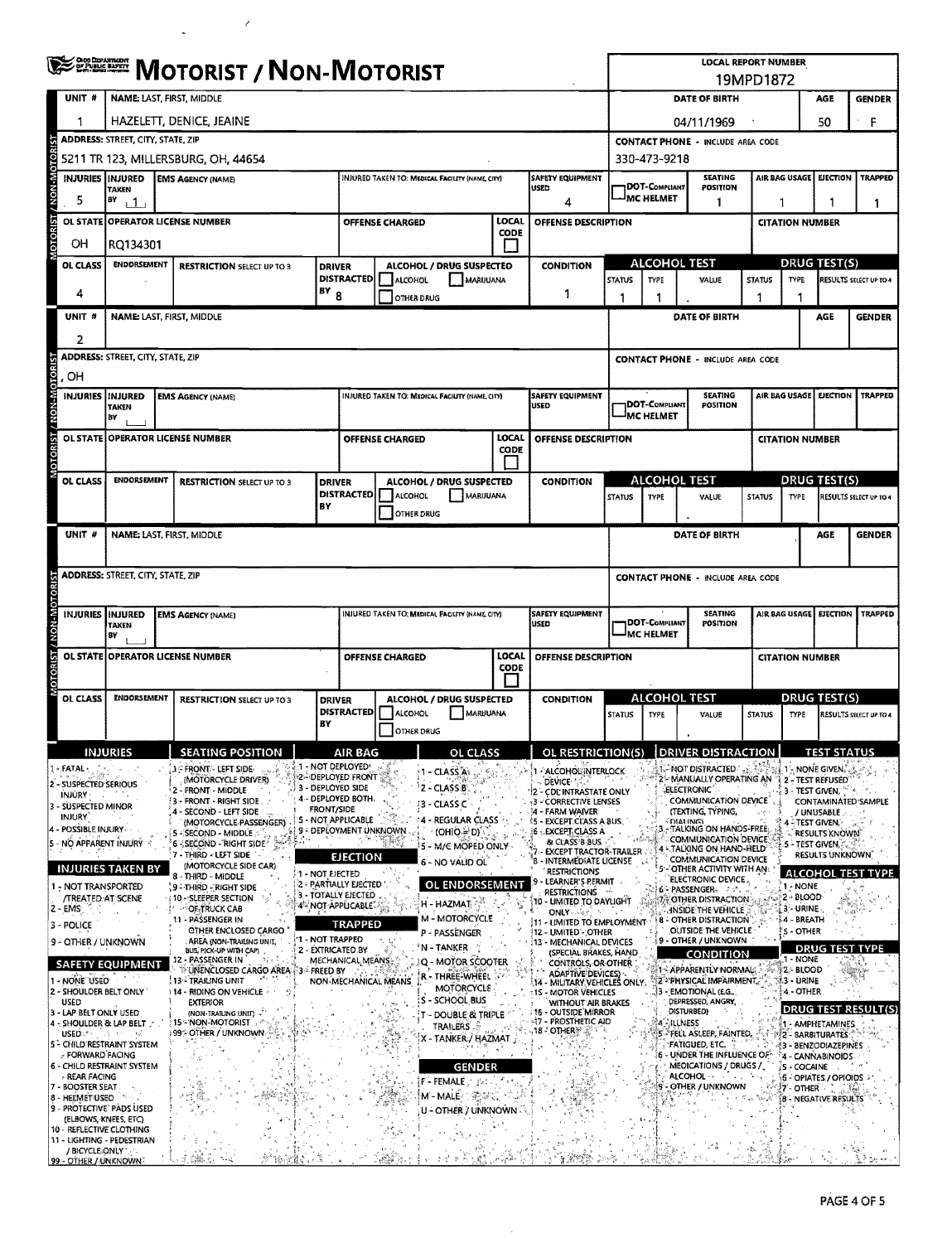# MOTORIST / NON-MOTORIST

**LOCAL REPORT NUMBER:** 19MPD1872

## Unit 1

| UNIT # | NAME: LAST, FIRST, MIDDLE | DATE OF BIRTH | AGE | GENDER |
|---|---|---|---|---|
| 1 | HAZELETT, DENICE, JEAINE | 04/11/1969 | 50 | F |

| ADDRESS: STREET, CITY, STATE, ZIP | CONTACT PHONE - INCLUDE AREA CODE |
|---|---|
| 5211 TR 123, MILLERSBURG, OH, 44654 | 330-473-9218 |

| INJURIES | INJURED TAKEN BY | EMS AGENCY (NAME) | INJURED TAKEN TO: MEDICAL FACILITY (NAME, CITY) | SAFETY EQUIPMENT USED | DOT-COMPLIANT MC HELMET | SEATING POSITION | AIR BAG USAGE | EJECTION | TRAPPED |
|---|---|---|---|---|---|---|---|---|---|
| 5 | 1 | | | 4 | | 1 | 1 | 1 | 1 |

| OL STATE | OPERATOR LICENSE NUMBER | OFFENSE CHARGED | LOCAL CODE | OFFENSE DESCRIPTION | CITATION NUMBER |
|---|---|---|---|---|---|
| OH | RQ134301 | | | | |

| OL CLASS | ENDORSEMENT | RESTRICTION SELECT UP TO 3 | DRIVER DISTRACTED BY | ALCOHOL / DRUG SUSPECTED | CONDITION | ALCOHOL TEST STATUS | ALCOHOL TEST TYPE | ALCOHOL TEST VALUE | DRUG TEST STATUS | DRUG TEST TYPE | DRUG TEST RESULTS SELECT UP TO 4 |
|---|---|---|---|---|---|---|---|---|---|---|---|
| 4 | | | 8 | ☐ ALCOHOL ☐ MARIJUANA ☐ OTHER DRUG | 1 | 1 | 1 | . | 1 | 1 | |

## Unit 2

| UNIT # | NAME: LAST, FIRST, MIDDLE | DATE OF BIRTH | AGE | GENDER |
|---|---|---|---|---|
| 2 | | | | |

| ADDRESS: STREET, CITY, STATE, ZIP | CONTACT PHONE - INCLUDE AREA CODE |
|---|---|
| , OH | |

| INJURIES | INJURED TAKEN BY | EMS AGENCY (NAME) | INJURED TAKEN TO: MEDICAL FACILITY (NAME, CITY) | SAFETY EQUIPMENT USED | DOT-COMPLIANT MC HELMET | SEATING POSITION | AIR BAG USAGE | EJECTION | TRAPPED |
|---|---|---|---|---|---|---|---|---|---|
| | | | | | | | | | |

| OL STATE | OPERATOR LICENSE NUMBER | OFFENSE CHARGED | LOCAL CODE | OFFENSE DESCRIPTION | CITATION NUMBER |
|---|---|---|---|---|---|
| | | | | | |

| OL CLASS | ENDORSEMENT | RESTRICTION SELECT UP TO 3 | DRIVER DISTRACTED BY | ALCOHOL / DRUG SUSPECTED | CONDITION | ALCOHOL TEST STATUS | ALCOHOL TEST TYPE | ALCOHOL TEST VALUE | DRUG TEST STATUS | DRUG TEST TYPE | DRUG TEST RESULTS SELECT UP TO 4 |
|---|---|---|---|---|---|---|---|---|---|---|---|
| | | | | ☐ ALCOHOL ☐ MARIJUANA ☐ OTHER DRUG | | | | . | | | |

## Unit (blank)

| UNIT # | NAME: LAST, FIRST, MIDDLE | DATE OF BIRTH | AGE | GENDER |
|---|---|---|---|---|
| | | | | |

| ADDRESS: STREET, CITY, STATE, ZIP | CONTACT PHONE - INCLUDE AREA CODE |
|---|---|
| | |

| INJURIES | INJURED TAKEN BY | EMS AGENCY (NAME) | INJURED TAKEN TO: MEDICAL FACILITY (NAME, CITY) | SAFETY EQUIPMENT USED | DOT-COMPLIANT MC HELMET | SEATING POSITION | AIR BAG USAGE | EJECTION | TRAPPED |
|---|---|---|---|---|---|---|---|---|---|
| | | | | | | | | | |

| OL STATE | OPERATOR LICENSE NUMBER | OFFENSE CHARGED | LOCAL CODE | OFFENSE DESCRIPTION | CITATION NUMBER |
|---|---|---|---|---|---|
| | | | | | |

| OL CLASS | ENDORSEMENT | RESTRICTION SELECT UP TO 3 | DRIVER DISTRACTED BY | ALCOHOL / DRUG SUSPECTED | CONDITION | ALCOHOL TEST STATUS | ALCOHOL TEST TYPE | ALCOHOL TEST VALUE | DRUG TEST STATUS | DRUG TEST TYPE | DRUG TEST RESULTS SELECT UP TO 4 |
|---|---|---|---|---|---|---|---|---|---|---|---|
| | | | | ☐ ALCOHOL ☐ MARIJUANA ☐ OTHER DRUG | | | | . | | | |

## Codes

### INJURIES
1 - FATAL
2 - SUSPECTED SERIOUS INJURY
3 - SUSPECTED MINOR INJURY
4 - POSSIBLE INJURY
5 - NO APPARENT INJURY

### INJURIES TAKEN BY
1 - NOT TRANSPORTED /TREATED AT SCENE
2 - EMS
3 - POLICE
9 - OTHER / UNKNOWN

### SAFETY EQUIPMENT
1 - NONE USED
2 - SHOULDER BELT ONLY USED
3 - LAP BELT ONLY USED
4 - SHOULDER & LAP BELT USED
5 - CHILD RESTRAINT SYSTEM - FORWARD FACING
6 - CHILD RESTRAINT SYSTEM - REAR FACING
7 - BOOSTER SEAT
8 - HELMET USED
9 - PROTECTIVE PADS USED (ELBOWS, KNEES, ETC)
10 - REFLECTIVE CLOTHING
11 - LIGHTING - PEDESTRIAN / BICYCLE ONLY
99 - OTHER / UNKNOWN

### SEATING POSITION
1 - FRONT - LEFT SIDE (MOTORCYCLE DRIVER)
2 - FRONT - MIDDLE
3 - FRONT - RIGHT SIDE
4 - SECOND - LEFT SIDE (MOTORCYCLE PASSENGER)
5 - SECOND - MIDDLE
6 - SECOND - RIGHT SIDE
7 - THIRD - LEFT SIDE (MOTORCYCLE SIDE CAR)
8 - THIRD - MIDDLE
9 - THIRD - RIGHT SIDE
10 - SLEEPER SECTION OF TRUCK CAB
11 - PASSENGER IN OTHER ENCLOSED CARGO AREA (NON-TRAILING UNIT, BUS, PICK-UP WITH CAP)
12 - PASSENGER IN UNENCLOSED CARGO AREA
13 - TRAILING UNIT
14 - RIDING ON VEHICLE EXTERIOR (NON-TRAILING UNIT)
15 - NON-MOTORIST
99 - OTHER / UNKNOWN

### AIR BAG
1 - NOT DEPLOYED
2 - DEPLOYED FRONT
3 - DEPLOYED SIDE
4 - DEPLOYED BOTH FRONT/SIDE
5 - NOT APPLICABLE
9 - DEPLOYMENT UNKNOWN

### EJECTION
1 - NOT EJECTED
2 - PARTIALLY EJECTED
3 - TOTALLY EJECTED
4 - NOT APPLICABLE

### TRAPPED
1 - NOT TRAPPED
2 - EXTRICATED BY MECHANICAL MEANS
3 - FREED BY NON-MECHANICAL MEANS

### OL CLASS
1 - CLASS A
2 - CLASS B
3 - CLASS C
4 - REGULAR CLASS (OHIO = D)
5 - M/C MOPED ONLY
6 - NO VALID OL

### OL ENDORSEMENT
H - HAZMAT
M - MOTORCYCLE
P - PASSENGER
N - TANKER
Q - MOTOR SCOOTER
R - THREE-WHEEL MOTORCYCLE
S - SCHOOL BUS
T - DOUBLE & TRIPLE TRAILERS
X - TANKER / HAZMAT

### GENDER
F - FEMALE
M - MALE
U - OTHER / UNKNOWN

### OL RESTRICTION(S)
1 - ALCOHOL INTERLOCK DEVICE
2 - CDL INTRASTATE ONLY
3 - CORRECTIVE LENSES
4 - FARM WAIVER
5 - EXCEPT CLASS A BUS
6 - EXCEPT CLASS A & CLASS B BUS
7 - EXCEPT TRACTOR-TRAILER
8 - INTERMEDIATE LICENSE RESTRICTIONS
9 - LEARNER'S PERMIT RESTRICTIONS
10 - LIMITED TO DAYLIGHT ONLY
11 - LIMITED TO EMPLOYMENT
12 - LIMITED - OTHER
13 - MECHANICAL DEVICES (SPECIAL BRAKES, HAND CONTROLS, OR OTHER ADAPTIVE DEVICES)
14 - MILITARY VEHICLES ONLY
15 - MOTOR VEHICLES WITHOUT AIR BRAKES
16 - OUTSIDE MIRROR
17 - PROSTHETIC AID
18 - OTHER

### DRIVER DISTRACTION
1 - NOT DISTRACTED
2 - MANUALLY OPERATING AN ELECTRONIC COMMUNICATION DEVICE (TEXTING, TYPING, DIALING)
3 - TALKING ON HANDS-FREE COMMUNICATION DEVICE
4 - TALKING ON HAND-HELD COMMUNICATION DEVICE
5 - OTHER ACTIVITY WITH AN ELECTRONIC DEVICE
6 - PASSENGER
7 - OTHER DISTRACTION INSIDE THE VEHICLE
8 - OTHER DISTRACTION OUTSIDE THE VEHICLE
9 - OTHER / UNKNOWN

### CONDITION
1 - APPARENTLY NORMAL
2 - PHYSICAL IMPAIRMENT
3 - EMOTIONAL (E.G., DEPRESSED, ANGRY, DISTURBED)
4 - ILLNESS
5 - FELL ASLEEP, FAINTED, FATIGUED, ETC.
6 - UNDER THE INFLUENCE OF MEDICATIONS / DRUGS / ALCOHOL
9 - OTHER / UNKNOWN

### TEST STATUS
1 - NONE GIVEN
2 - TEST REFUSED
3 - TEST GIVEN, CONTAMINATED SAMPLE / UNUSABLE
4 - TEST GIVEN, RESULTS KNOWN
5 - TEST GIVEN, RESULTS UNKNOWN

### ALCOHOL TEST TYPE
1 - NONE
2 - BLOOD
3 - URINE
4 - BREATH
5 - OTHER

### DRUG TEST TYPE
1 - NONE
2 - BLOOD
3 - URINE
4 - OTHER

### DRUG TEST RESULT(S)
1 - AMPHETAMINES
2 - BARBITURATES
3 - BENZODIAZEPINES
4 - CANNABINOIDS
5 - COCAINE
6 - OPIATES / OPIOIDS
7 - OTHER
8 - NEGATIVE RESULTS